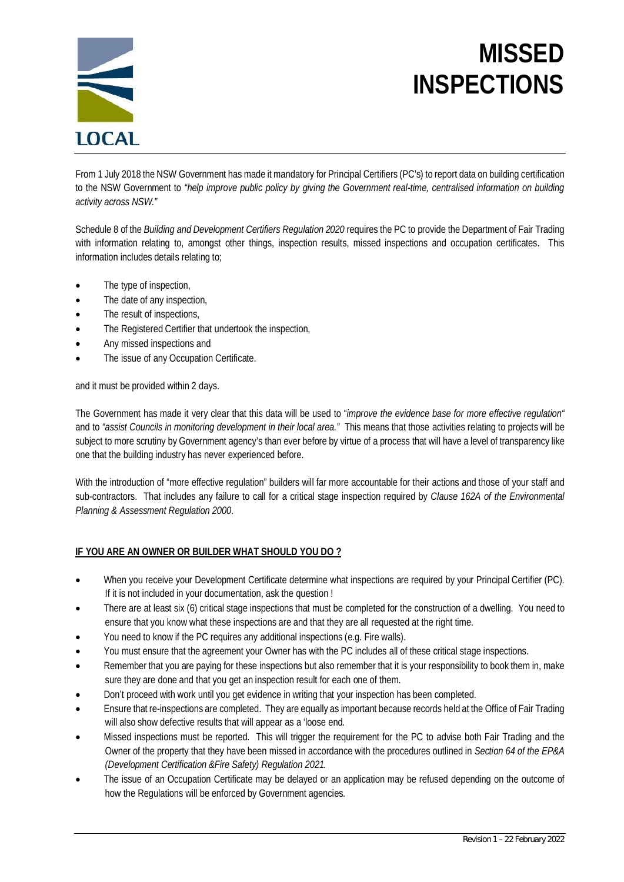LOCAL

# MISSED INSPECTIONS

From 1 July 2018 the NSW Government has made it mandatory for Principal Certifiers (PC's) to report data on building certification to the NSW Government to *"help improve public policy by giving the Government real-time, centralised information on building activity across NSW."*

Schedule 8 of the *Building and Development Certifiers Regulation 2020* requires the PC to provide the Department of Fair Trading with information relating to, amongst other things, inspection results, missed inspections and occupation certificates. This information includes details relating to;

- The type of inspection,
- The date of any inspection,
- The result of inspections,
- The Registered Certifier that undertook the inspection,
- Any missed inspections and
- The issue of any Occupation Certificate.

and it must be provided within 2 days.

The Government has made it very clear that this data will be used to "*improve the evidence base for more effective regulation"* and to *"assist Councils in monitoring development in their local area."* This means that those activities relating to projects will be subject to more scrutiny by Government agency's than ever before by virtue of a process that will have a level of transparency like one that the building industry has never experienced before.

With the introduction of "more effective regulation" builders will far more accountable for their actions and those of your staff and sub-contractors. That includes any failure to call for a critical stage inspection required by *Clause 162A of the Environmental Planning & Assessment Regulation 2000*.

**IF YOU ARE AN OWNER OR BUILDER WHAT SHOULD YOU DO ?**

- When you receive your Development Certificate determine what inspections are required by your Principal Certifier (PC). If it is not included in your documentation, ask the question !
- There are at least six (6) critical stage inspections that must be completed for the construction of a dwelling. You need to ensure that you know what these inspections are and that they are all requested at the right time.
- You need to know if the PC requires any additional inspections (e.g. Fire walls).
- You must ensure that the agreement your Owner has with the PC includes all of these critical stage inspections.
- Remember that you are paying for these inspections but also remember that it is your responsibility to book them in, make sure they are done and that you get an inspection result for each one of them.
- Don't proceed with work until you get evidence in writing that your inspection has been completed.
- Ensure that re-inspections are completed. They are equally as important because records held at the Office of Fair Trading will also show defective results that will appear as a 'loose end.
- Missed inspections must be reported. This will trigger the requirement for the PC to advise both Fair Trading and the Owner of the property that they have been missed in accordance with the procedures outlined in *Section 64 of the EP&A (Development Certification &Fire Safety) Regulation 2021.*
- The issue of an Occupation Certificate may be delayed or an application may be refused depending on the outcome of how the Regulations will be enforced by Government agencies.

Revision 1 – 22 February 2022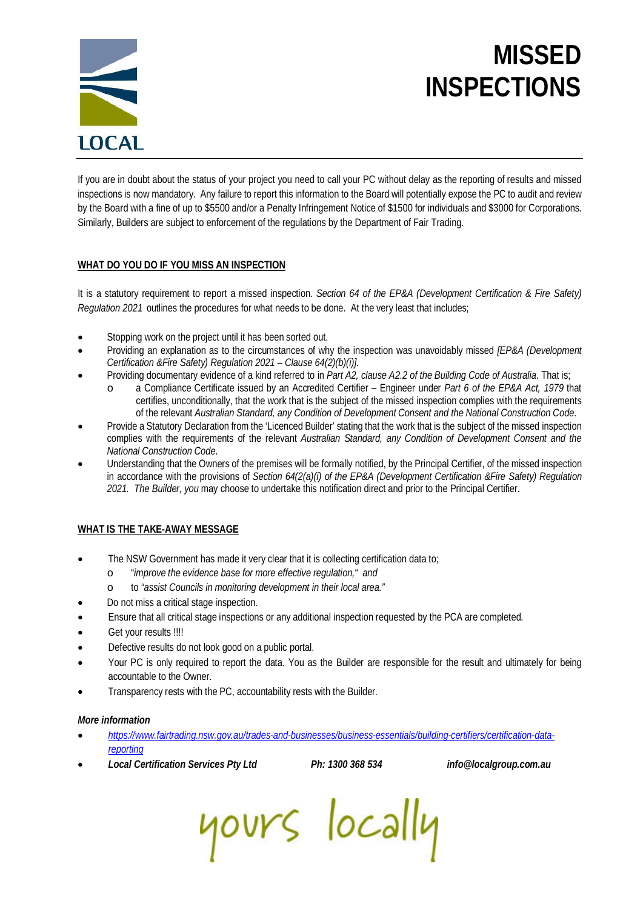# MISSED INSPECTIONS

If you are in doubt about the status of your project you need to call your PC without delay as the reporting of results and missed inspections is now mandatory. Any failure to report this information to the Board will potentially expose the PC to audit and review by the Board with a fine of up to $5500 and/or a Penalty Infringement Notice of $1500 for individuals and $3000 for Corporations. Similarly, Builders are subject to enforcement of the regulations by the Department of Fair Trading.

## WHAT DO YOU DO IF YOU MISS AN INSPECTION

It is a statutory requirement to report a missed inspection. *Section 64 of the EP&A (Development Certification & Fire Safety) Regulation 2021* outlines the procedures for what needs to be done. At the very least that includes;

- Stopping work on the project until it has been sorted out.
- Providing an explanation as to the circumstances of why the inspection was unavoidably missed *[EP&A (Development Certification &Fire Safety) Regulation 2021 – Clause 64(2)(b)(i)].*
- Providing documentary evidence of a kind referred to in *Part A2, clause A2.2 of the Building Code of Australia*. That is;
  - a Compliance Certificate issued by an Accredited Certifier – Engineer under *Part 6 of the EP&A Act, 1979* that certifies, unconditionally, that the work that is the subject of the missed inspection complies with the requirements of the relevant *Australian Standard, any Condition of Development Consent and the National Construction Code.*
- Provide a Statutory Declaration from the 'Licenced Builder' stating that the work that is the subject of the missed inspection complies with the requirements of the relevant *Australian Standard, any Condition of Development Consent and the National Construction Code.*
- Understanding that the Owners of the premises will be formally notified, by the Principal Certifier, of the missed inspection in accordance with the provisions of *Section 64(2(a)(i) of the EP&A (Development Certification &Fire Safety) Regulation 2021. The Builder, you* may choose to undertake this notification direct and prior to the Principal Certifier.

## WHAT IS THE TAKE-AWAY MESSAGE

- The NSW Government has made it very clear that it is collecting certification data to;
  - "*improve the evidence base for more effective regulation," and*
  - to *"assist Councils in monitoring development in their local area."*
- Do not miss a critical stage inspection.
- Ensure that all critical stage inspections or any additional inspection requested by the PCA are completed.
- Get your results !!!!
- Defective results do not look good on a public portal.
- Your PC is only required to report the data. You as the Builder are responsible for the result and ultimately for being accountable to the Owner.
- Transparency rests with the PC, accountability rests with the Builder.

***More information***

- *https://www.fairtrading.nsw.gov.au/trades-and-businesses/business-essentials/building-certifiers/certification-data-reporting*
- ***Local Certification Services Pty Ltd*** ***Ph: 1300 368 534*** ***info@localgroup.com.au***

yours locally